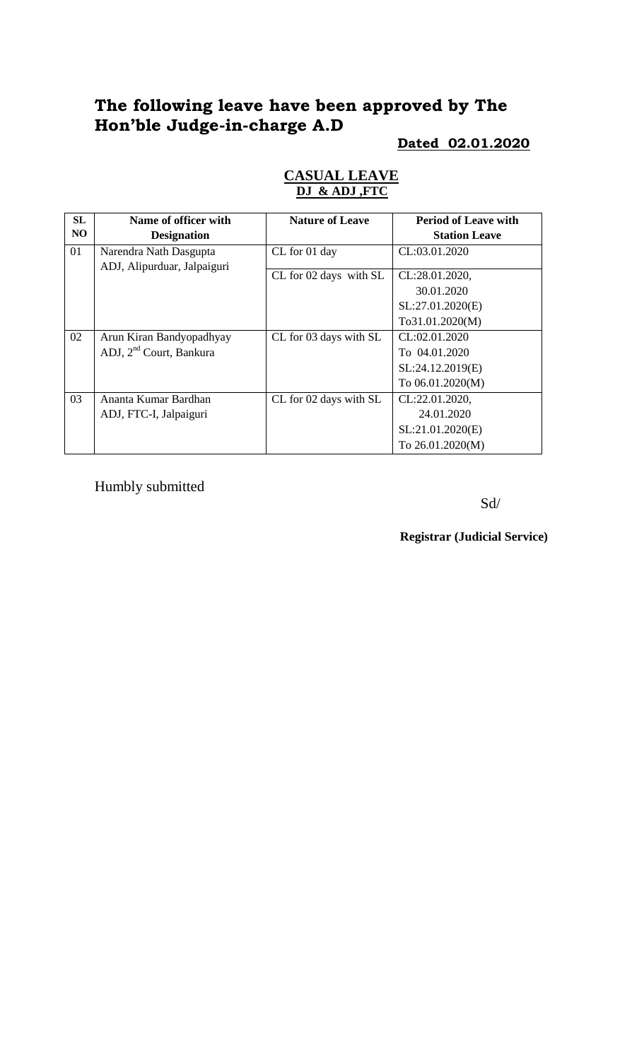# The following leave have been approved by The Hon'ble Judge-in-charge A.D

**Dated 02.01.2020**

## CASUAL LEAVE

**DJ & ADJ ,FTC**

| SL NO | Name of officer with Designation | Nature of Leave | Period of Leave with Station Leave |
|---|---|---|---|
| 01 | Narendra Nath Dasgupta<br>ADJ, Alipurduar, Jalpaiguri | CL for 01 day | CL:03.01.2020 |
| | | CL for 02 days with SL | CL:28.01.2020,<br>30.01.2020<br>SL:27.01.2020(E)<br>To31.01.2020(M) |
| 02 | Arun Kiran Bandyopadhyay<br>ADJ, 2nd Court, Bankura | CL for 03 days with SL | CL:02.01.2020<br>To 04.01.2020<br>SL:24.12.2019(E)<br>To 06.01.2020(M) |
| 03 | Ananta Kumar Bardhan<br>ADJ, FTC-I, Jalpaiguri | CL for 02 days with SL | CL:22.01.2020,<br>24.01.2020<br>SL:21.01.2020(E)<br>To 26.01.2020(M) |

Humbly submitted

Sd/

**Registrar (Judicial Service)**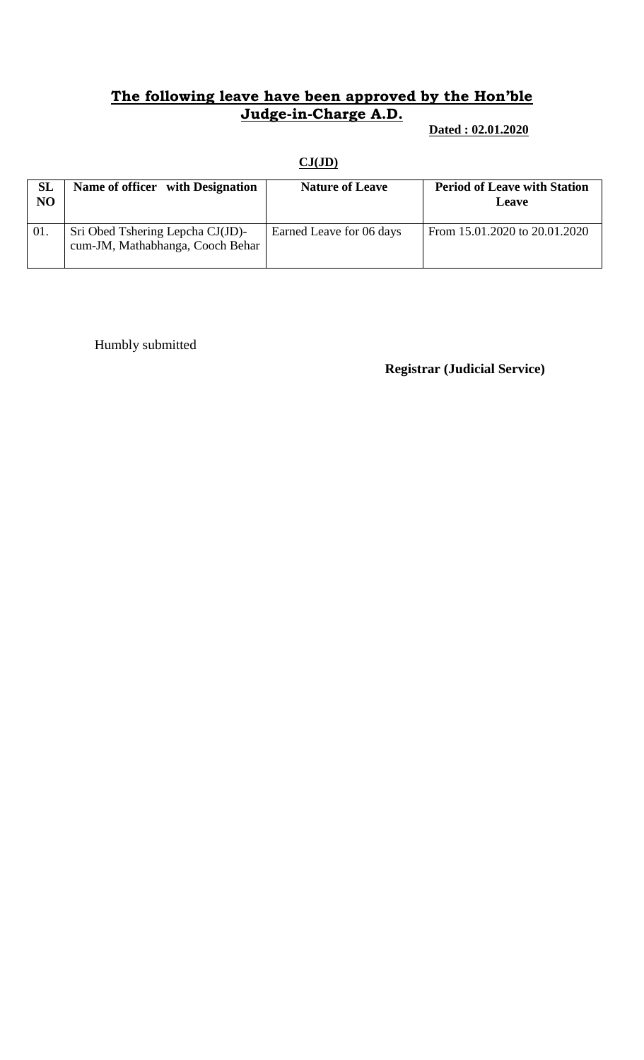**The following leave have been approved by the Hon'ble Judge-in-Charge A.D.**

**Dated : 02.01.2020**

**CJ(JD)**

| SL NO | Name of officer with Designation | Nature of Leave | Period of Leave with Station Leave |
|---|---|---|---|
| 01. | Sri Obed Tshering Lepcha CJ(JD)-cum-JM, Mathabhanga, Cooch Behar | Earned Leave for 06 days | From 15.01.2020 to 20.01.2020 |

Humbly submitted

**Registrar (Judicial Service)**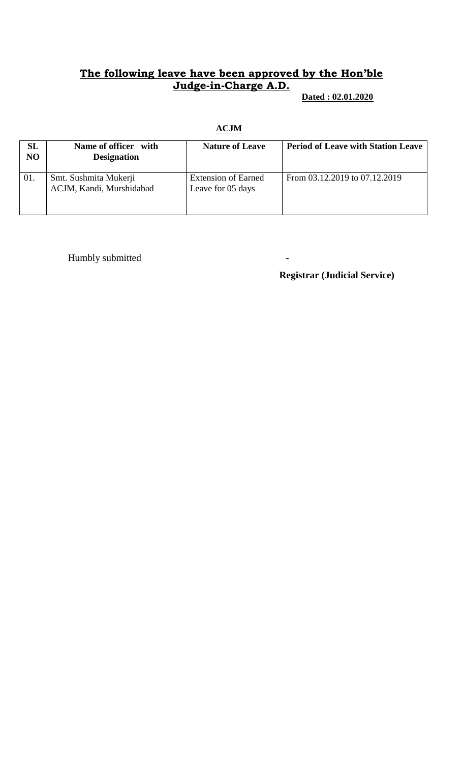## **The following leave have been approved by the Hon'ble Judge-in-Charge A.D.**

**Dated : 02.01.2020**

**ACJM**

| SL NO | Name of officer with Designation | Nature of Leave | Period of Leave with Station Leave |
|---|---|---|---|
| 01. | Smt. Sushmita Mukerji ACJM, Kandi, Murshidabad | Extension of Earned Leave for 05 days | From 03.12.2019 to 07.12.2019 |

Humbly submitted -

**Registrar (Judicial Service)**